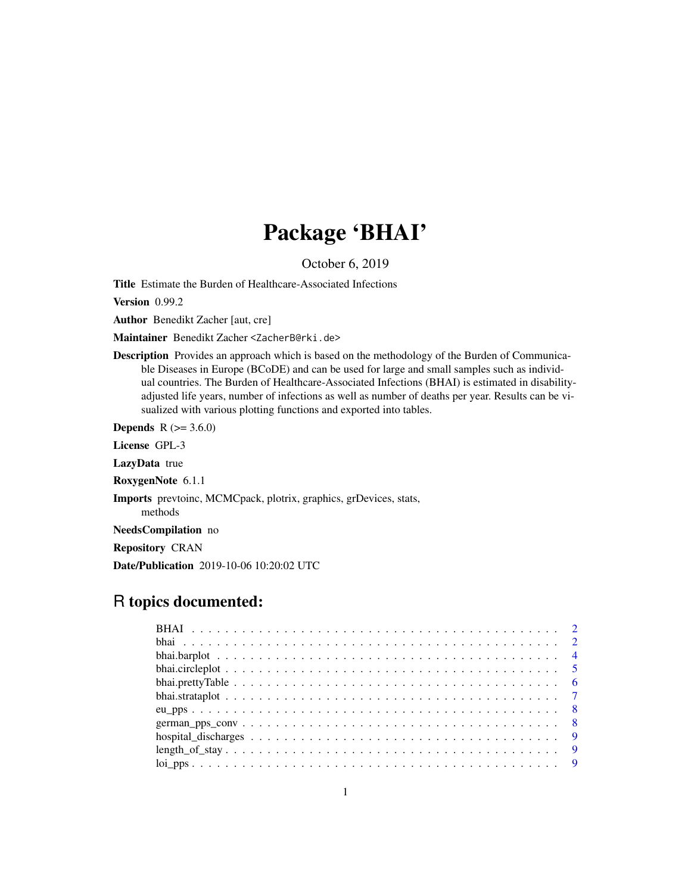# Package 'BHAI'

October 6, 2019

**Title** Estimate the Burden of Healthcare-Associated Infections

**Version** 0.99.2

**Author** Benedikt Zacher [aut, cre]

**Maintainer** Benedikt Zacher <ZacherB@rki.de>

**Description** Provides an approach which is based on the methodology of the Burden of Communicable Diseases in Europe (BCoDE) and can be used for large and small samples such as individual countries. The Burden of Healthcare-Associated Infections (BHAI) is estimated in disability-adjusted life years, number of infections as well as number of deaths per year. Results can be visualized with various plotting functions and exported into tables.

**Depends** R (>= 3.6.0)

**License** GPL-3

**LazyData** true

**RoxygenNote** 6.1.1

**Imports** prevtoinc, MCMCpack, plotrix, graphics, grDevices, stats, methods

**NeedsCompilation** no

**Repository** CRAN

**Date/Publication** 2019-10-06 10:20:02 UTC

## R topics documented:

| | |
|---|---|
| BHAI | 2 |
| bhai | 2 |
| bhai.barplot | 4 |
| bhai.circleplot | 5 |
| bhai.prettyTable | 6 |
| bhai.strataplot | 7 |
| eu_pps | 8 |
| german_pps_conv | 8 |
| hospital_discharges | 9 |
| length_of_stay | 9 |
| loi_pps | 9 |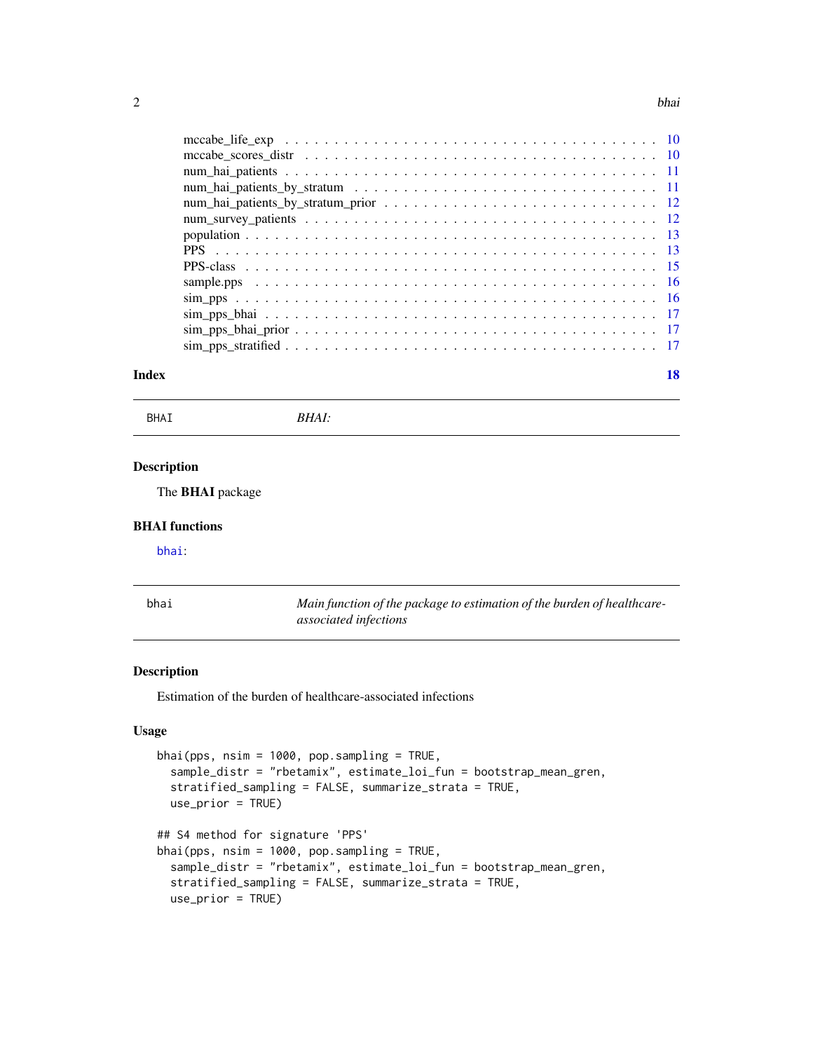| | |
|---|---|
| mccabe_life_exp | 10 |
| mccabe_scores_distr | 10 |
| num_hai_patients | 11 |
| num_hai_patients_by_stratum | 11 |
| num_hai_patients_by_stratum_prior | 12 |
| num_survey_patients | 12 |
| population | 13 |
| PPS | 13 |
| PPS-class | 15 |
| sample.pps | 16 |
| sim_pps | 16 |
| sim_pps_bhai | 17 |
| sim_pps_bhai_prior | 17 |
| sim_pps_stratified | 17 |

**Index** **18**

---

`BHAI` *BHAI:*

---

### Description

The **BHAI** package

### BHAI functions

`bhai`:

---

`bhai` *Main function of the package to estimation of the burden of healthcare-associated infections*

---

### Description

Estimation of the burden of healthcare-associated infections

### Usage

```
bhai(pps, nsim = 1000, pop.sampling = TRUE,
  sample_distr = "rbetamix", estimate_loi_fun = bootstrap_mean_gren,
  stratified_sampling = FALSE, summarize_strata = TRUE,
  use_prior = TRUE)

## S4 method for signature 'PPS'
bhai(pps, nsim = 1000, pop.sampling = TRUE,
  sample_distr = "rbetamix", estimate_loi_fun = bootstrap_mean_gren,
  stratified_sampling = FALSE, summarize_strata = TRUE,
  use_prior = TRUE)
```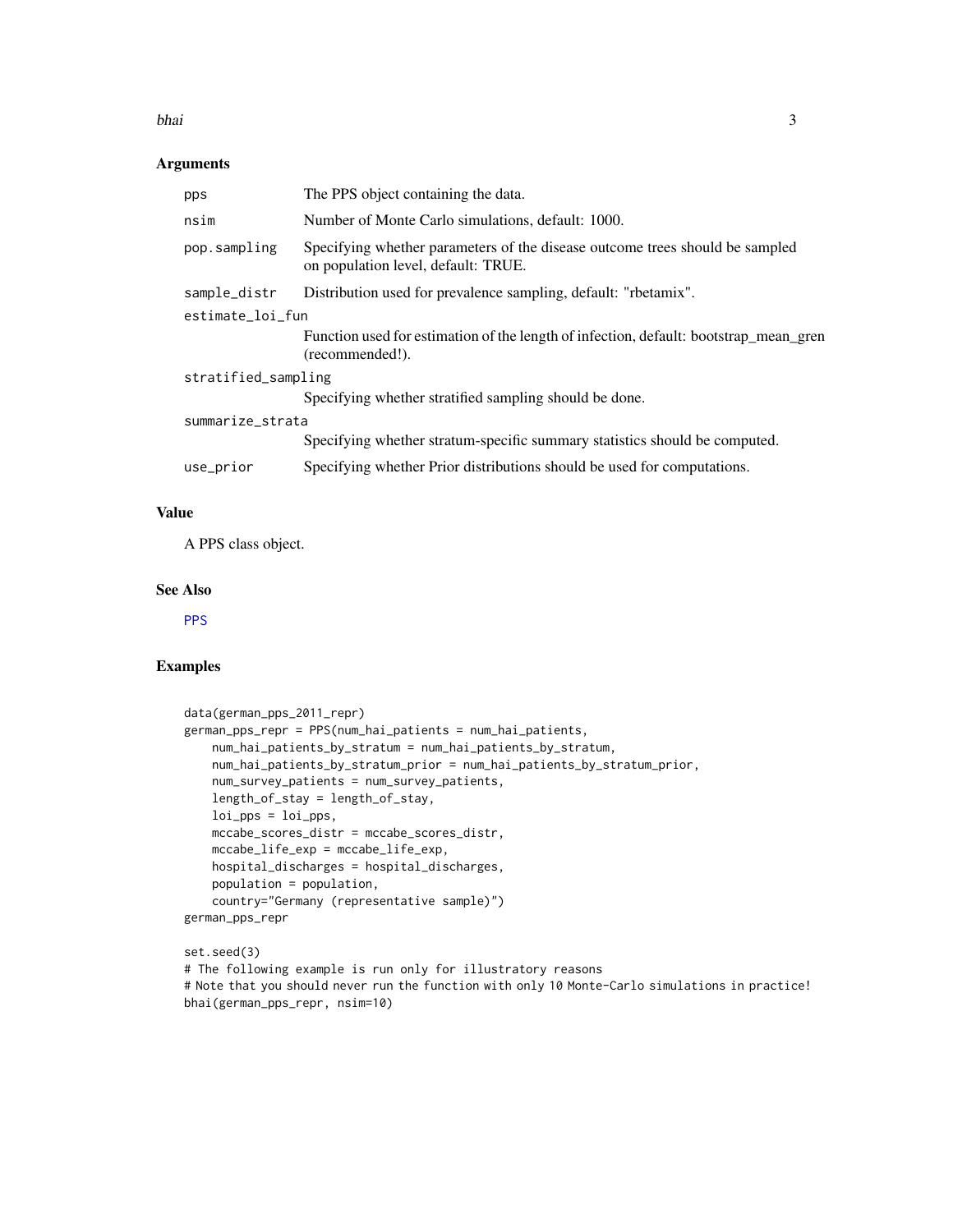## Arguments

| | |
|---|---|
| pps | The PPS object containing the data. |
| nsim | Number of Monte Carlo simulations, default: 1000. |
| pop.sampling | Specifying whether parameters of the disease outcome trees should be sampled on population level, default: TRUE. |
| sample_distr | Distribution used for prevalence sampling, default: "rbetamix". |
| estimate_loi_fun | Function used for estimation of the length of infection, default: bootstrap_mean_gren (recommended!). |
| stratified_sampling | Specifying whether stratified sampling should be done. |
| summarize_strata | Specifying whether stratum-specific summary statistics should be computed. |
| use_prior | Specifying whether Prior distributions should be used for computations. |

## Value

A PPS class object.

## See Also

PPS

## Examples

```
data(german_pps_2011_repr)
german_pps_repr = PPS(num_hai_patients = num_hai_patients,
    num_hai_patients_by_stratum = num_hai_patients_by_stratum,
    num_hai_patients_by_stratum_prior = num_hai_patients_by_stratum_prior,
    num_survey_patients = num_survey_patients,
    length_of_stay = length_of_stay,
    loi_pps = loi_pps,
    mccabe_scores_distr = mccabe_scores_distr,
    mccabe_life_exp = mccabe_life_exp,
    hospital_discharges = hospital_discharges,
    population = population,
    country="Germany (representative sample)")
german_pps_repr

set.seed(3)
# The following example is run only for illustratory reasons
# Note that you should never run the function with only 10 Monte-Carlo simulations in practice!
bhai(german_pps_repr, nsim=10)
```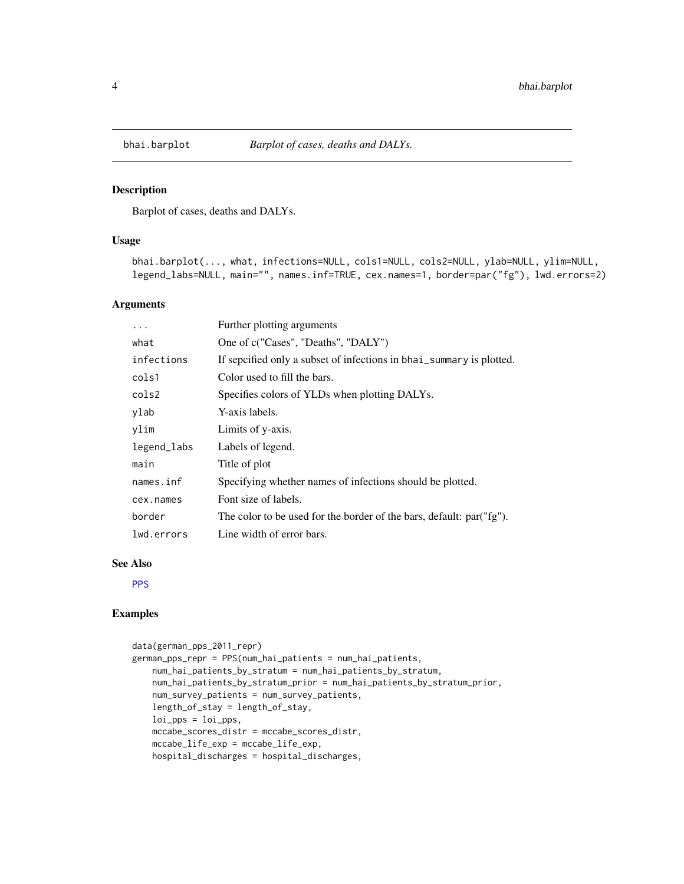## bhai.barplot — *Barplot of cases, deaths and DALYs.*

### Description

Barplot of cases, deaths and DALYs.

### Usage

```
bhai.barplot(..., what, infections=NULL, cols1=NULL, cols2=NULL, ylab=NULL, ylim=NULL,
legend_labs=NULL, main="", names.inf=TRUE, cex.names=1, border=par("fg"), lwd.errors=2)
```

### Arguments

| | |
|---|---|
| `...` | Further plotting arguments |
| `what` | One of c("Cases", "Deaths", "DALY") |
| `infections` | If sepcified only a subset of infections in `bhai_summary` is plotted. |
| `cols1` | Color used to fill the bars. |
| `cols2` | Specifies colors of YLDs when plotting DALYs. |
| `ylab` | Y-axis labels. |
| `ylim` | Limits of y-axis. |
| `legend_labs` | Labels of legend. |
| `main` | Title of plot |
| `names.inf` | Specifying whether names of infections should be plotted. |
| `cex.names` | Font size of labels. |
| `border` | The color to be used for the border of the bars, default: par("fg"). |
| `lwd.errors` | Line width of error bars. |

### See Also

PPS

### Examples

```
data(german_pps_2011_repr)
german_pps_repr = PPS(num_hai_patients = num_hai_patients,
    num_hai_patients_by_stratum = num_hai_patients_by_stratum,
    num_hai_patients_by_stratum_prior = num_hai_patients_by_stratum_prior,
    num_survey_patients = num_survey_patients,
    length_of_stay = length_of_stay,
    loi_pps = loi_pps,
    mccabe_scores_distr = mccabe_scores_distr,
    mccabe_life_exp = mccabe_life_exp,
    hospital_discharges = hospital_discharges,
```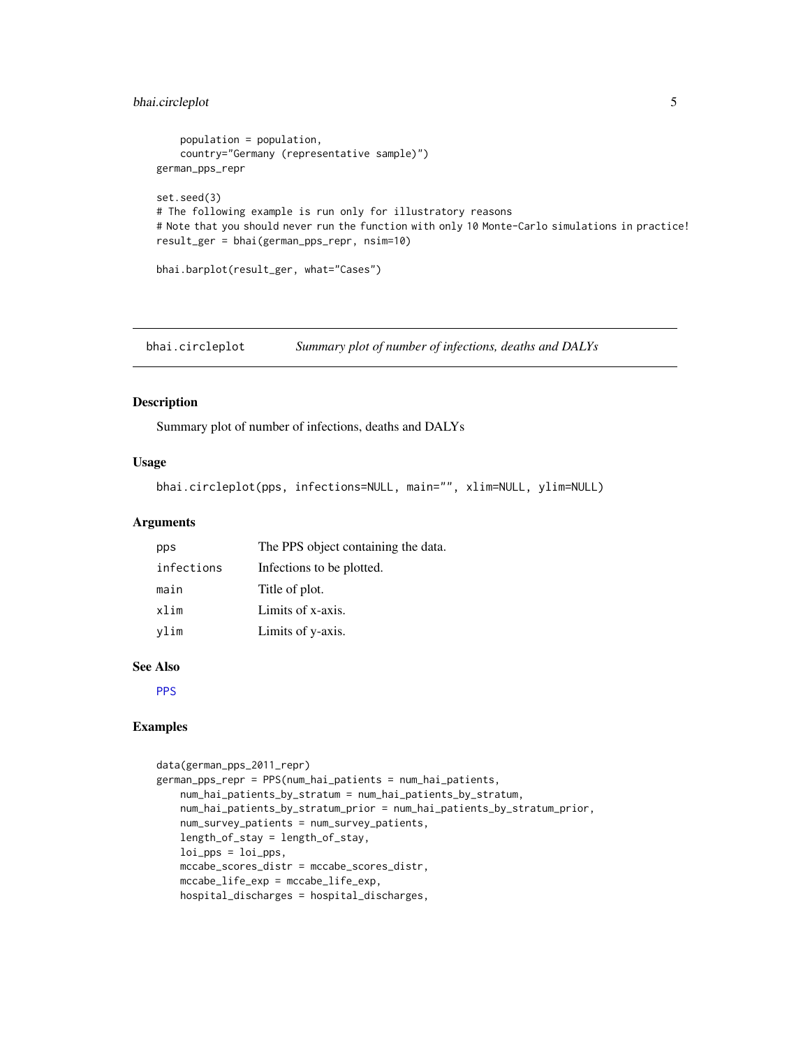```
    population = population,
    country="Germany (representative sample)")
german_pps_repr

set.seed(3)
# The following example is run only for illustratory reasons
# Note that you should never run the function with only 10 Monte-Carlo simulations in practice!
result_ger = bhai(german_pps_repr, nsim=10)

bhai.barplot(result_ger, what="Cases")
```

---

## bhai.circleplot — *Summary plot of number of infections, deaths and DALYs*

### Description

Summary plot of number of infections, deaths and DALYs

### Usage

```
bhai.circleplot(pps, infections=NULL, main="", xlim=NULL, ylim=NULL)
```

### Arguments

| Argument | Description |
|---|---|
| `pps` | The PPS object containing the data. |
| `infections` | Infections to be plotted. |
| `main` | Title of plot. |
| `xlim` | Limits of x-axis. |
| `ylim` | Limits of y-axis. |

### See Also

PPS

### Examples

```
data(german_pps_2011_repr)
german_pps_repr = PPS(num_hai_patients = num_hai_patients,
    num_hai_patients_by_stratum = num_hai_patients_by_stratum,
    num_hai_patients_by_stratum_prior = num_hai_patients_by_stratum_prior,
    num_survey_patients = num_survey_patients,
    length_of_stay = length_of_stay,
    loi_pps = loi_pps,
    mccabe_scores_distr = mccabe_scores_distr,
    mccabe_life_exp = mccabe_life_exp,
    hospital_discharges = hospital_discharges,
```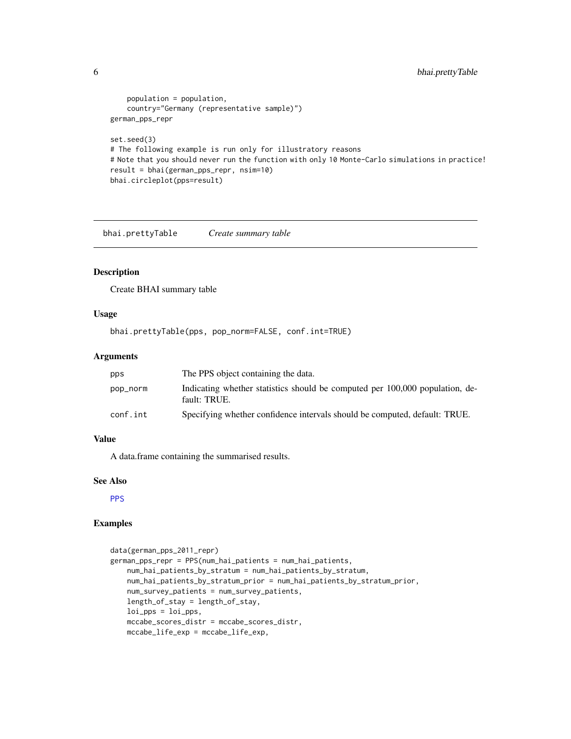```
    population = population,
    country="Germany (representative sample)")
german_pps_repr

set.seed(3)
# The following example is run only for illustratory reasons
# Note that you should never run the function with only 10 Monte-Carlo simulations in practice!
result = bhai(german_pps_repr, nsim=10)
bhai.circleplot(pps=result)
```

## bhai.prettyTable *Create summary table*

### Description

Create BHAI summary table

### Usage

```
bhai.prettyTable(pps, pop_norm=FALSE, conf.int=TRUE)
```

### Arguments

| | |
|---|---|
| pps | The PPS object containing the data. |
| pop_norm | Indicating whether statistics should be computed per 100,000 population, default: TRUE. |
| conf.int | Specifying whether confidence intervals should be computed, default: TRUE. |

### Value

A data.frame containing the summarised results.

### See Also

PPS

### Examples

```
data(german_pps_2011_repr)
german_pps_repr = PPS(num_hai_patients = num_hai_patients,
    num_hai_patients_by_stratum = num_hai_patients_by_stratum,
    num_hai_patients_by_stratum_prior = num_hai_patients_by_stratum_prior,
    num_survey_patients = num_survey_patients,
    length_of_stay = length_of_stay,
    loi_pps = loi_pps,
    mccabe_scores_distr = mccabe_scores_distr,
    mccabe_life_exp = mccabe_life_exp,
```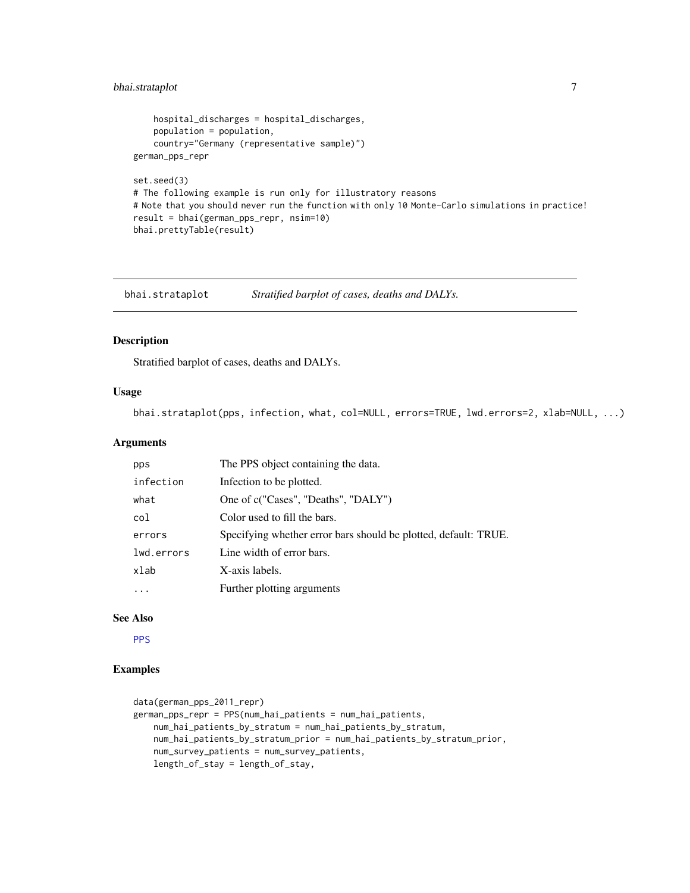```
    hospital_discharges = hospital_discharges,
    population = population,
    country="Germany (representative sample)")
german_pps_repr

set.seed(3)
# The following example is run only for illustratory reasons
# Note that you should never run the function with only 10 Monte-Carlo simulations in practice!
result = bhai(german_pps_repr, nsim=10)
bhai.prettyTable(result)
```

## bhai.strataplot *Stratified barplot of cases, deaths and DALYs.*

### Description

Stratified barplot of cases, deaths and DALYs.

### Usage

```
bhai.strataplot(pps, infection, what, col=NULL, errors=TRUE, lwd.errors=2, xlab=NULL, ...)
```

### Arguments

| | |
|---|---|
| `pps` | The PPS object containing the data. |
| `infection` | Infection to be plotted. |
| `what` | One of c("Cases", "Deaths", "DALY") |
| `col` | Color used to fill the bars. |
| `errors` | Specifying whether error bars should be plotted, default: TRUE. |
| `lwd.errors` | Line width of error bars. |
| `xlab` | X-axis labels. |
| `...` | Further plotting arguments |

### See Also

PPS

### Examples

```
data(german_pps_2011_repr)
german_pps_repr = PPS(num_hai_patients = num_hai_patients,
    num_hai_patients_by_stratum = num_hai_patients_by_stratum,
    num_hai_patients_by_stratum_prior = num_hai_patients_by_stratum_prior,
    num_survey_patients = num_survey_patients,
    length_of_stay = length_of_stay,
```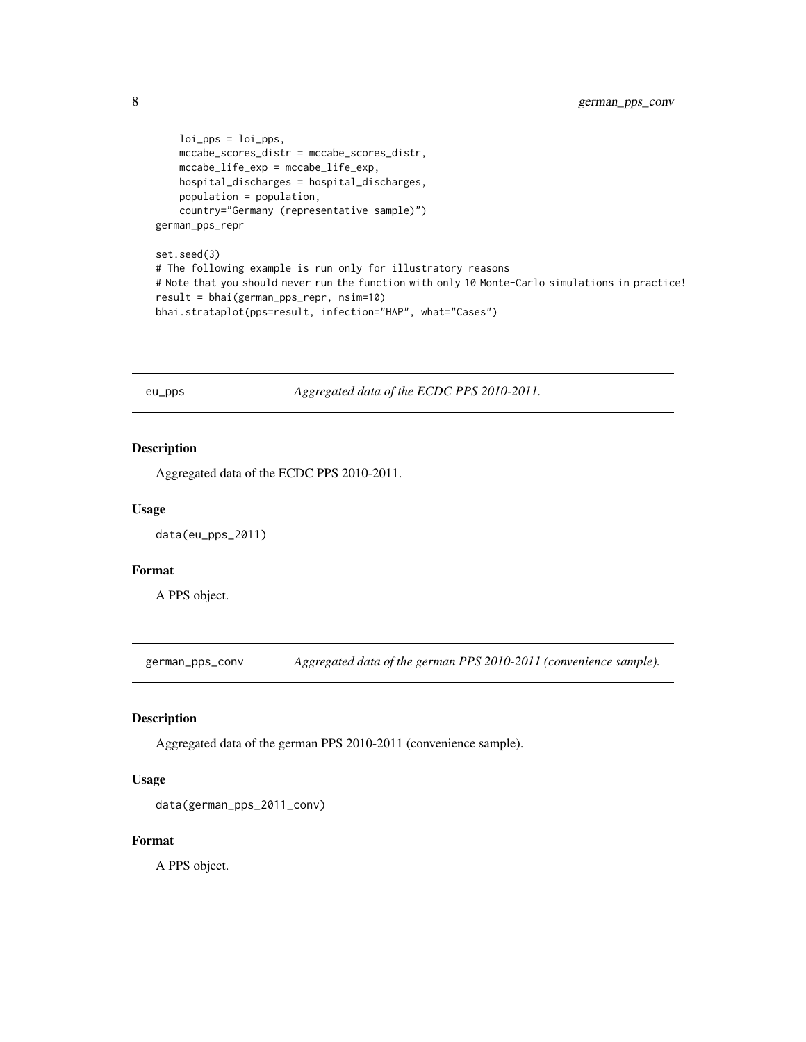```
    loi_pps = loi_pps,
    mccabe_scores_distr = mccabe_scores_distr,
    mccabe_life_exp = mccabe_life_exp,
    hospital_discharges = hospital_discharges,
    population = population,
    country="Germany (representative sample)")
german_pps_repr

set.seed(3)
# The following example is run only for illustratory reasons
# Note that you should never run the function with only 10 Monte-Carlo simulations in practice!
result = bhai(german_pps_repr, nsim=10)
bhai.strataplot(pps=result, infection="HAP", what="Cases")
```

## eu_pps — *Aggregated data of the ECDC PPS 2010-2011.*

### Description

Aggregated data of the ECDC PPS 2010-2011.

### Usage

```
data(eu_pps_2011)
```

### Format

A PPS object.

## german_pps_conv — *Aggregated data of the german PPS 2010-2011 (convenience sample).*

### Description

Aggregated data of the german PPS 2010-2011 (convenience sample).

### Usage

```
data(german_pps_2011_conv)
```

### Format

A PPS object.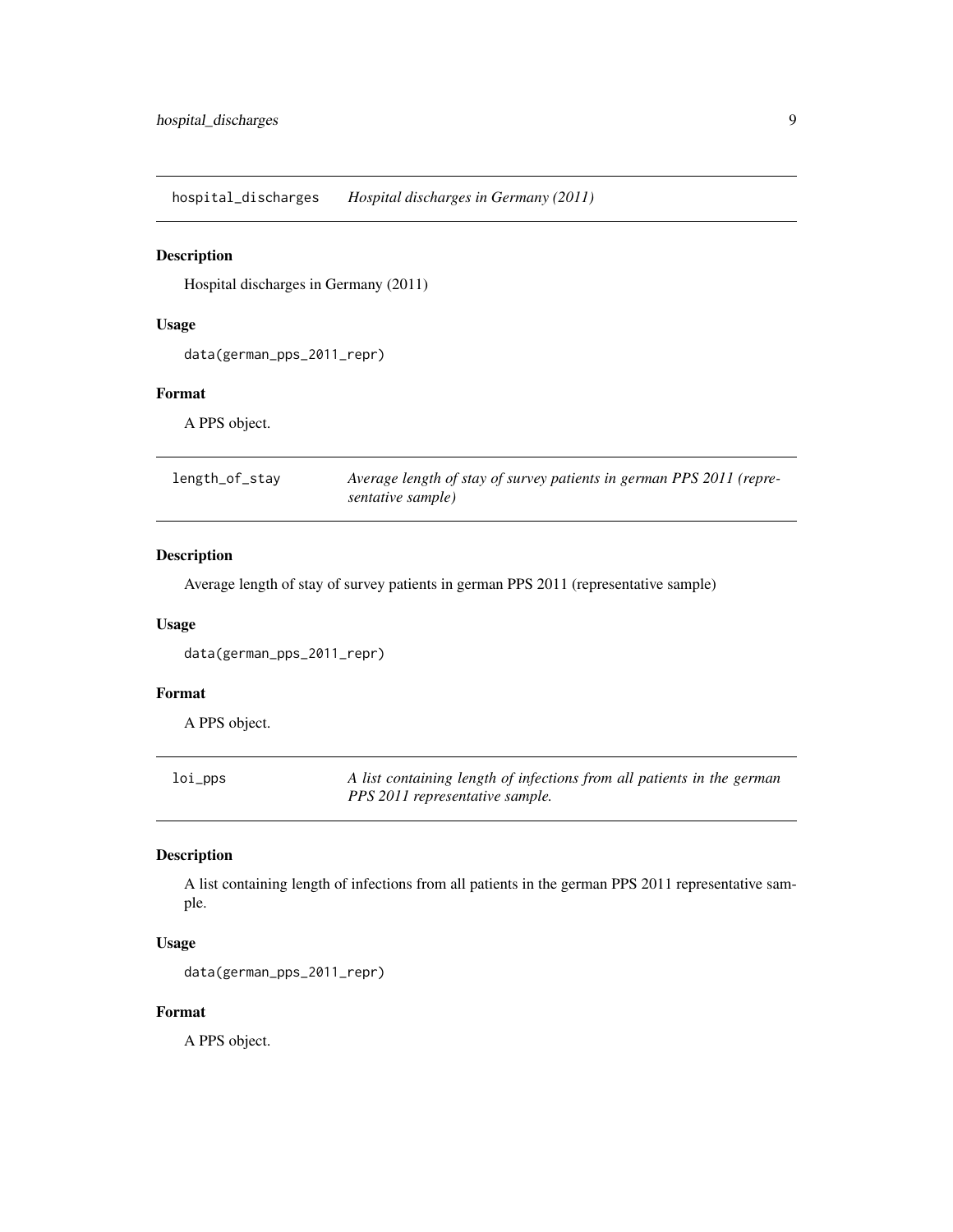## hospital_discharges *Hospital discharges in Germany (2011)*

### Description

Hospital discharges in Germany (2011)

### Usage

```
data(german_pps_2011_repr)
```

### Format

A PPS object.

## length_of_stay *Average length of stay of survey patients in german PPS 2011 (representative sample)*

### Description

Average length of stay of survey patients in german PPS 2011 (representative sample)

### Usage

```
data(german_pps_2011_repr)
```

### Format

A PPS object.

## loi_pps *A list containing length of infections from all patients in the german PPS 2011 representative sample.*

### Description

A list containing length of infections from all patients in the german PPS 2011 representative sample.

### Usage

```
data(german_pps_2011_repr)
```

### Format

A PPS object.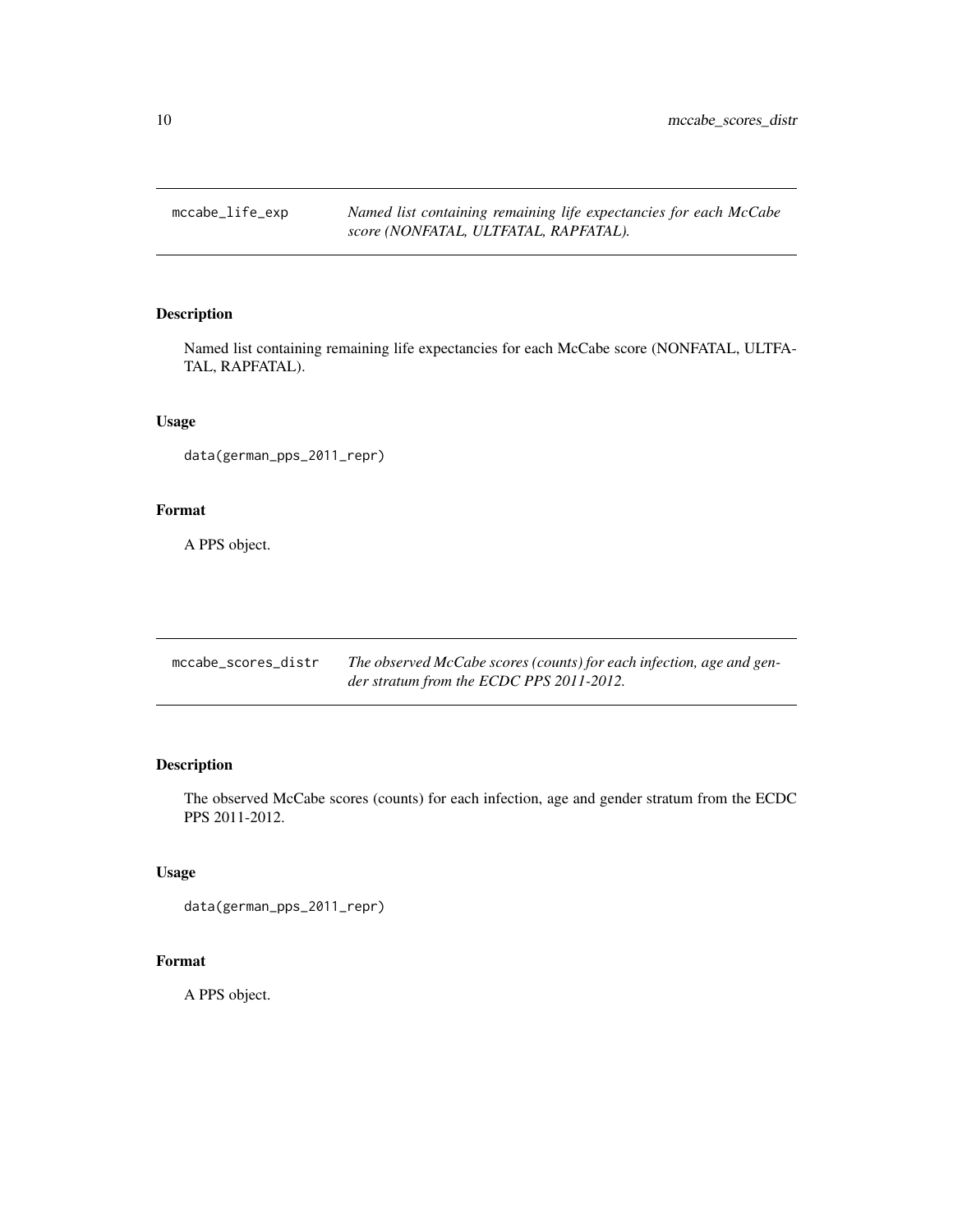## mccabe_life_exp

*Named list containing remaining life expectancies for each McCabe score (NONFATAL, ULTFATAL, RAPFATAL).*

### Description

Named list containing remaining life expectancies for each McCabe score (NONFATAL, ULTFATAL, RAPFATAL).

### Usage

```
data(german_pps_2011_repr)
```

### Format

A PPS object.

## mccabe_scores_distr

*The observed McCabe scores (counts) for each infection, age and gender stratum from the ECDC PPS 2011-2012.*

### Description

The observed McCabe scores (counts) for each infection, age and gender stratum from the ECDC PPS 2011-2012.

### Usage

```
data(german_pps_2011_repr)
```

### Format

A PPS object.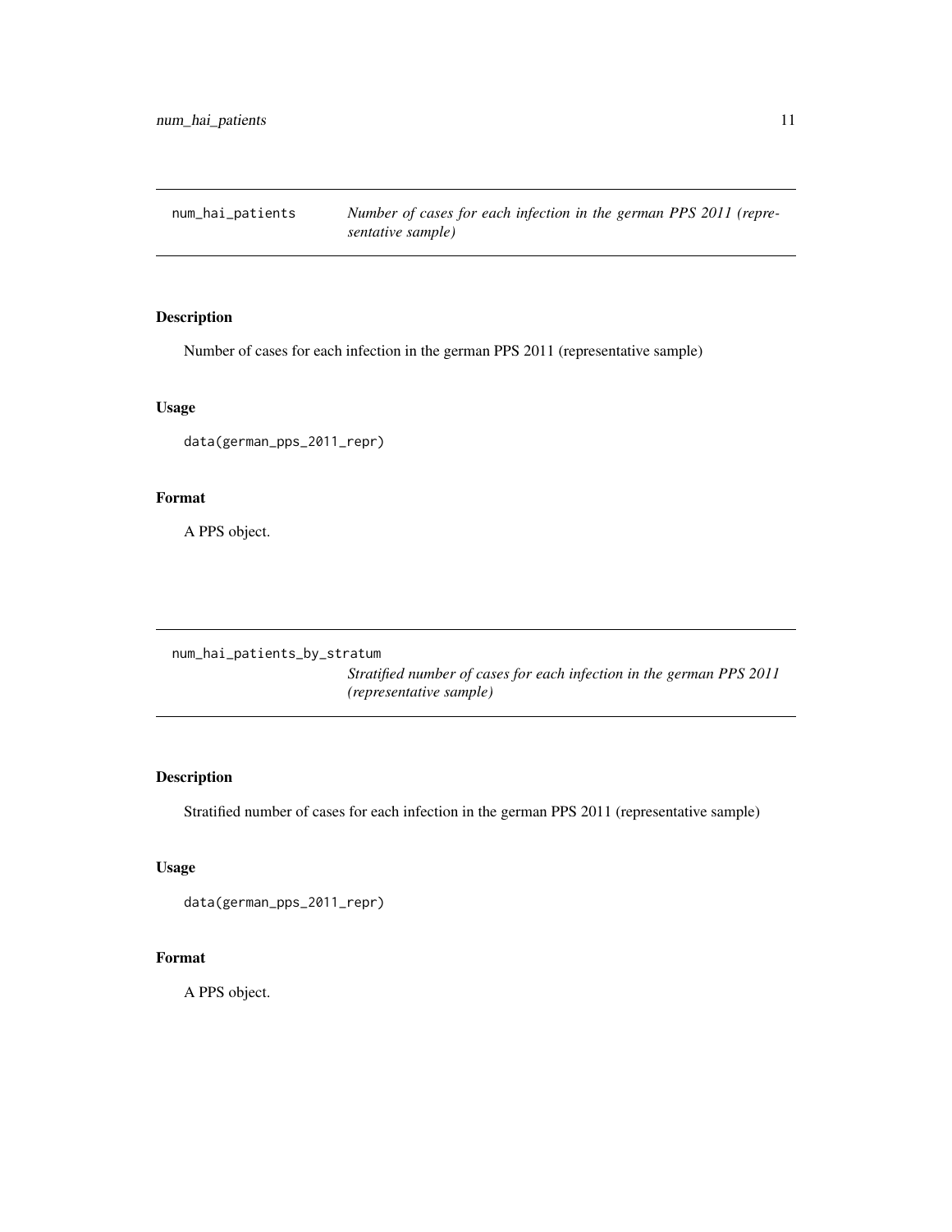## num_hai_patients

*Number of cases for each infection in the german PPS 2011 (representative sample)*

### Description

Number of cases for each infection in the german PPS 2011 (representative sample)

### Usage

```
data(german_pps_2011_repr)
```

### Format

A PPS object.

## num_hai_patients_by_stratum

*Stratified number of cases for each infection in the german PPS 2011 (representative sample)*

### Description

Stratified number of cases for each infection in the german PPS 2011 (representative sample)

### Usage

```
data(german_pps_2011_repr)
```

### Format

A PPS object.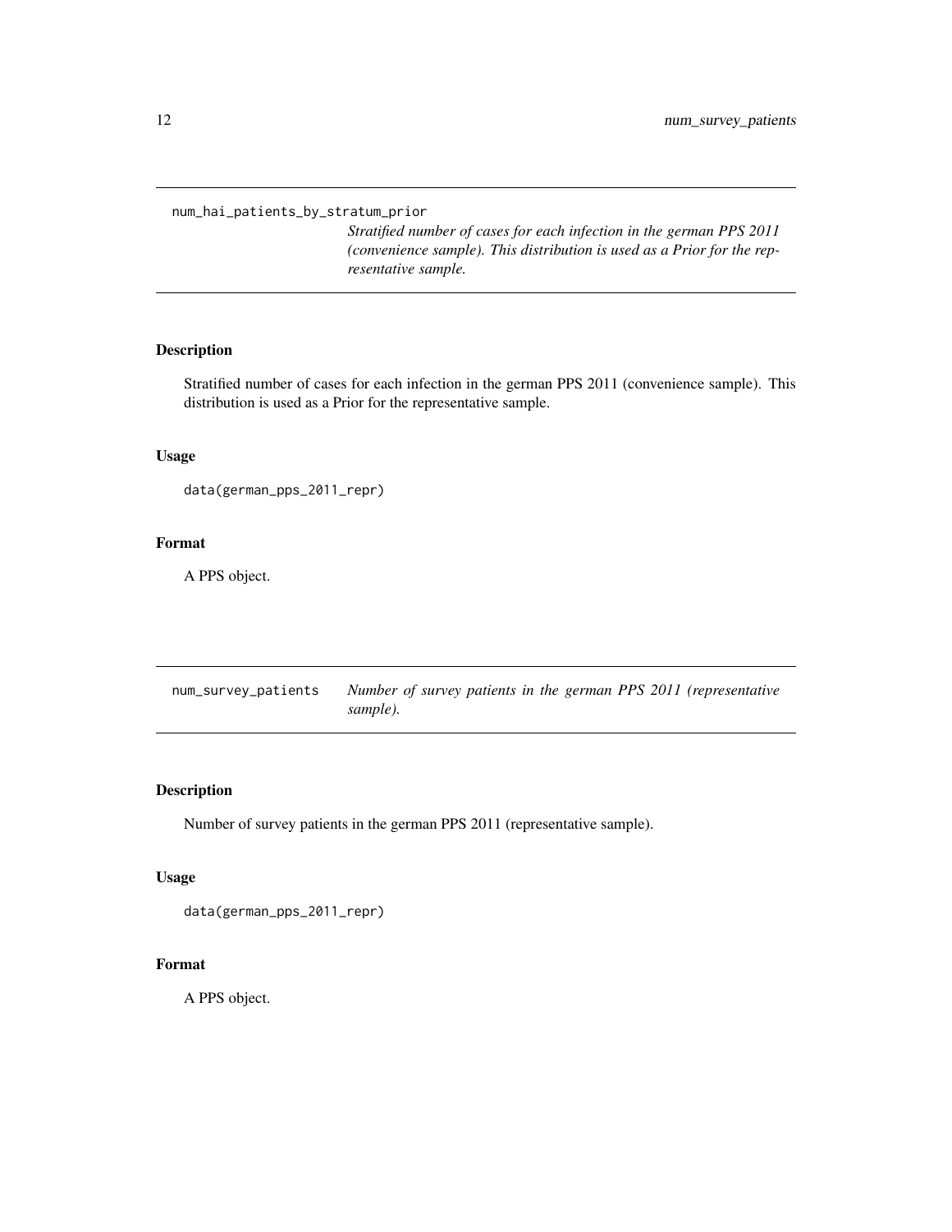## num_hai_patients_by_stratum_prior

*Stratified number of cases for each infection in the german PPS 2011 (convenience sample). This distribution is used as a Prior for the representative sample.*

### Description

Stratified number of cases for each infection in the german PPS 2011 (convenience sample). This distribution is used as a Prior for the representative sample.

### Usage

```
data(german_pps_2011_repr)
```

### Format

A PPS object.

## num_survey_patients

*Number of survey patients in the german PPS 2011 (representative sample).*

### Description

Number of survey patients in the german PPS 2011 (representative sample).

### Usage

```
data(german_pps_2011_repr)
```

### Format

A PPS object.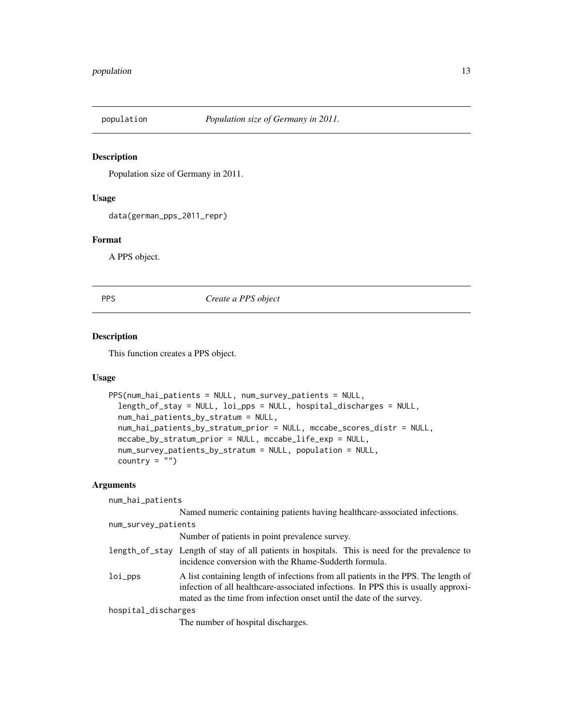## population *Population size of Germany in 2011.*

### Description

Population size of Germany in 2011.

### Usage

```
data(german_pps_2011_repr)
```

### Format

A PPS object.

## PPS *Create a PPS object*

### Description

This function creates a PPS object.

### Usage

```
PPS(num_hai_patients = NULL, num_survey_patients = NULL,
  length_of_stay = NULL, loi_pps = NULL, hospital_discharges = NULL,
  num_hai_patients_by_stratum = NULL,
  num_hai_patients_by_stratum_prior = NULL, mccabe_scores_distr = NULL,
  mccabe_by_stratum_prior = NULL, mccabe_life_exp = NULL,
  num_survey_patients_by_stratum = NULL, population = NULL,
  country = "")
```

### Arguments

| | |
|---|---|
| num_hai_patients | Named numeric containing patients having healthcare-associated infections. |
| num_survey_patients | Number of patients in point prevalence survey. |
| length_of_stay | Length of stay of all patients in hospitals. This is need for the prevalence to incidence conversion with the Rhame-Sudderth formula. |
| loi_pps | A list containing length of infections from all patients in the PPS. The length of infection of all healthcare-associated infections. In PPS this is usually approximated as the time from infection onset until the date of the survey. |
| hospital_discharges | The number of hospital discharges. |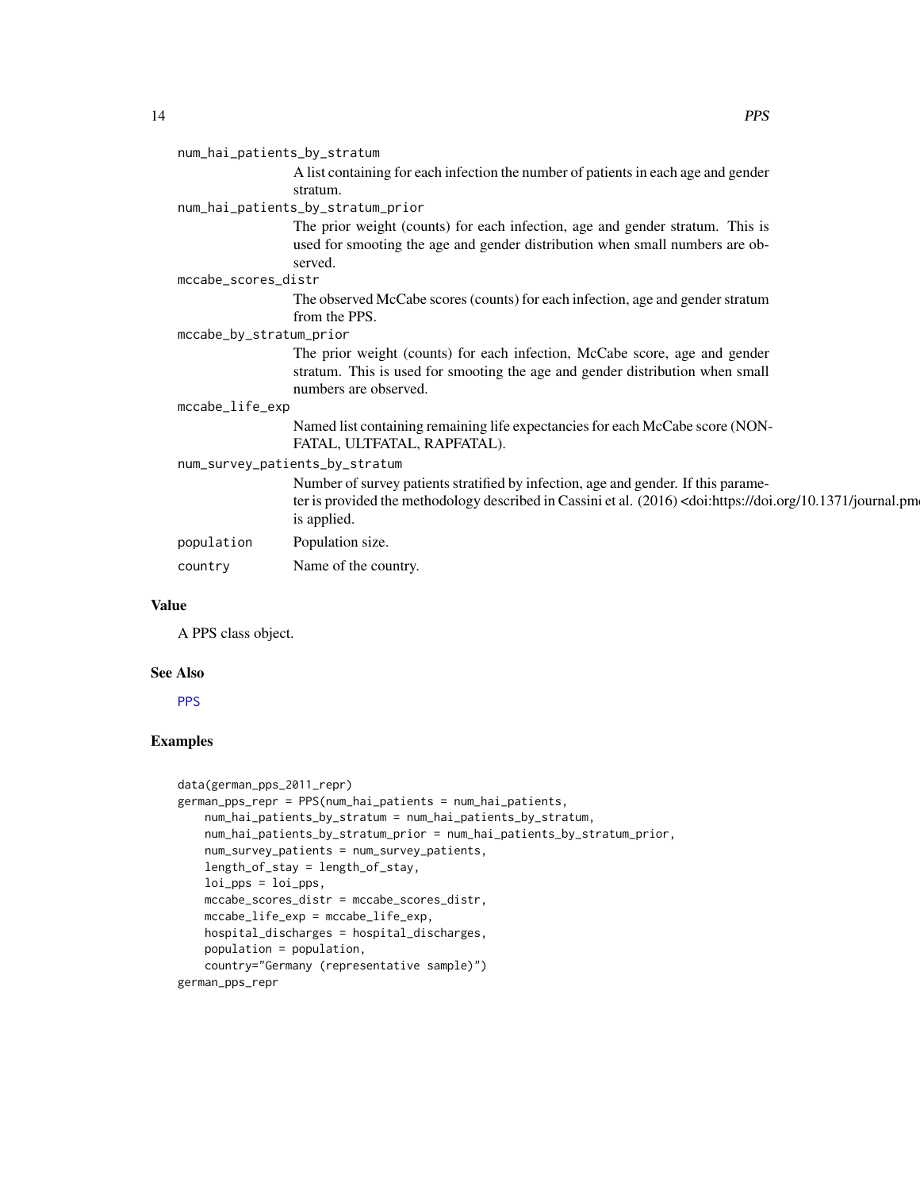num_hai_patients_by_stratum
: A list containing for each infection the number of patients in each age and gender stratum.

num_hai_patients_by_stratum_prior
: The prior weight (counts) for each infection, age and gender stratum. This is used for smoothing the age and gender distribution when small numbers are observed.

mccabe_scores_distr
: The observed McCabe scores (counts) for each infection, age and gender stratum from the PPS.

mccabe_by_stratum_prior
: The prior weight (counts) for each infection, McCabe score, age and gender stratum. This is used for smoothing the age and gender distribution when small numbers are observed.

mccabe_life_exp
: Named list containing remaining life expectancies for each McCabe score (NON-FATAL, ULTFATAL, RAPFATAL).

num_survey_patients_by_stratum
: Number of survey patients stratified by infection, age and gender. If this parameter is provided the methodology described in Cassini et al. (2016) <doi:https://doi.org/10.1371/journal.pm is applied.

population
: Population size.

country
: Name of the country.

## Value

A PPS class object.

## See Also

PPS

## Examples

```
data(german_pps_2011_repr)
german_pps_repr = PPS(num_hai_patients = num_hai_patients,
    num_hai_patients_by_stratum = num_hai_patients_by_stratum,
    num_hai_patients_by_stratum_prior = num_hai_patients_by_stratum_prior,
    num_survey_patients = num_survey_patients,
    length_of_stay = length_of_stay,
    loi_pps = loi_pps,
    mccabe_scores_distr = mccabe_scores_distr,
    mccabe_life_exp = mccabe_life_exp,
    hospital_discharges = hospital_discharges,
    population = population,
    country="Germany (representative sample)")
german_pps_repr
```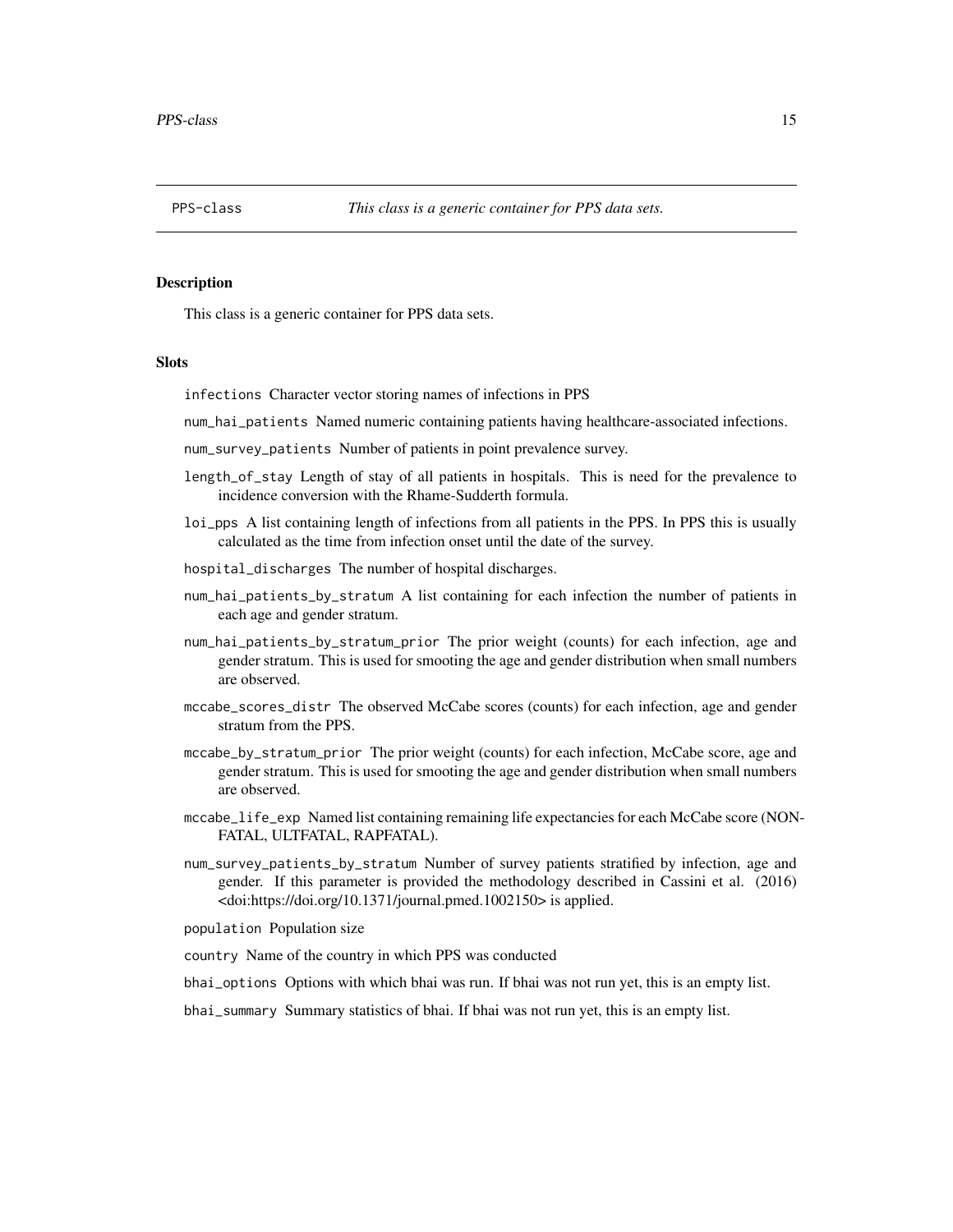## PPS-class — *This class is a generic container for PPS data sets.*

### Description

This class is a generic container for PPS data sets.

### Slots

- `infections` Character vector storing names of infections in PPS
- `num_hai_patients` Named numeric containing patients having healthcare-associated infections.
- `num_survey_patients` Number of patients in point prevalence survey.
- `length_of_stay` Length of stay of all patients in hospitals. This is need for the prevalence to incidence conversion with the Rhame-Sudderth formula.
- `loi_pps` A list containing length of infections from all patients in the PPS. In PPS this is usually calculated as the time from infection onset until the date of the survey.
- `hospital_discharges` The number of hospital discharges.
- `num_hai_patients_by_stratum` A list containing for each infection the number of patients in each age and gender stratum.
- `num_hai_patients_by_stratum_prior` The prior weight (counts) for each infection, age and gender stratum. This is used for smooting the age and gender distribution when small numbers are observed.
- `mccabe_scores_distr` The observed McCabe scores (counts) for each infection, age and gender stratum from the PPS.
- `mccabe_by_stratum_prior` The prior weight (counts) for each infection, McCabe score, age and gender stratum. This is used for smooting the age and gender distribution when small numbers are observed.
- `mccabe_life_exp` Named list containing remaining life expectancies for each McCabe score (NONFATAL, ULTFATAL, RAPFATAL).
- `num_survey_patients_by_stratum` Number of survey patients stratified by infection, age and gender. If this parameter is provided the methodology described in Cassini et al. (2016) <doi:https://doi.org/10.1371/journal.pmed.1002150> is applied.
- `population` Population size
- `country` Name of the country in which PPS was conducted
- `bhai_options` Options with which bhai was run. If bhai was not run yet, this is an empty list.
- `bhai_summary` Summary statistics of bhai. If bhai was not run yet, this is an empty list.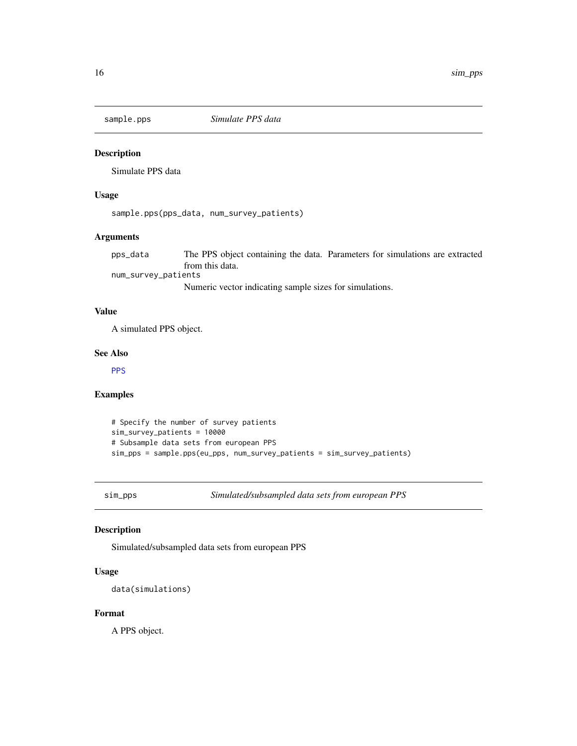## sample.pps — *Simulate PPS data*

### Description

Simulate PPS data

### Usage

```
sample.pps(pps_data, num_survey_patients)
```

### Arguments

| | |
|---|---|
| `pps_data` | The PPS object containing the data. Parameters for simulations are extracted from this data. |
| `num_survey_patients` | Numeric vector indicating sample sizes for simulations. |

### Value

A simulated PPS object.

### See Also

PPS

### Examples

```
# Specify the number of survey patients
sim_survey_patients = 10000
# Subsample data sets from european PPS
sim_pps = sample.pps(eu_pps, num_survey_patients = sim_survey_patients)
```

## sim_pps — *Simulated/subsampled data sets from european PPS*

### Description

Simulated/subsampled data sets from european PPS

### Usage

```
data(simulations)
```

### Format

A PPS object.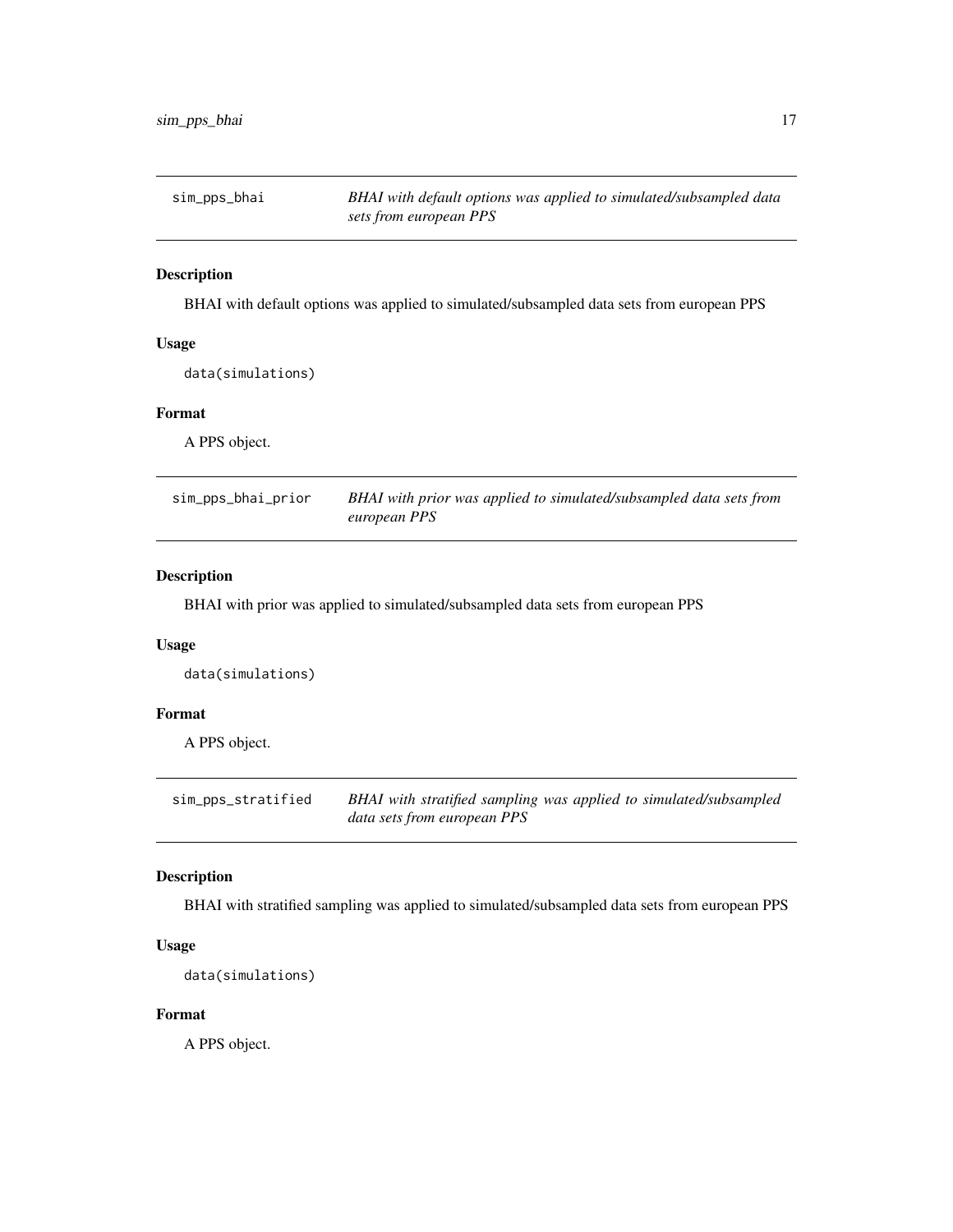## sim_pps_bhai

*BHAI with default options was applied to simulated/subsampled data sets from european PPS*

### Description

BHAI with default options was applied to simulated/subsampled data sets from european PPS

### Usage

```
data(simulations)
```

### Format

A PPS object.

## sim_pps_bhai_prior

*BHAI with prior was applied to simulated/subsampled data sets from european PPS*

### Description

BHAI with prior was applied to simulated/subsampled data sets from european PPS

### Usage

```
data(simulations)
```

### Format

A PPS object.

## sim_pps_stratified

*BHAI with stratified sampling was applied to simulated/subsampled data sets from european PPS*

### Description

BHAI with stratified sampling was applied to simulated/subsampled data sets from european PPS

### Usage

```
data(simulations)
```

### Format

A PPS object.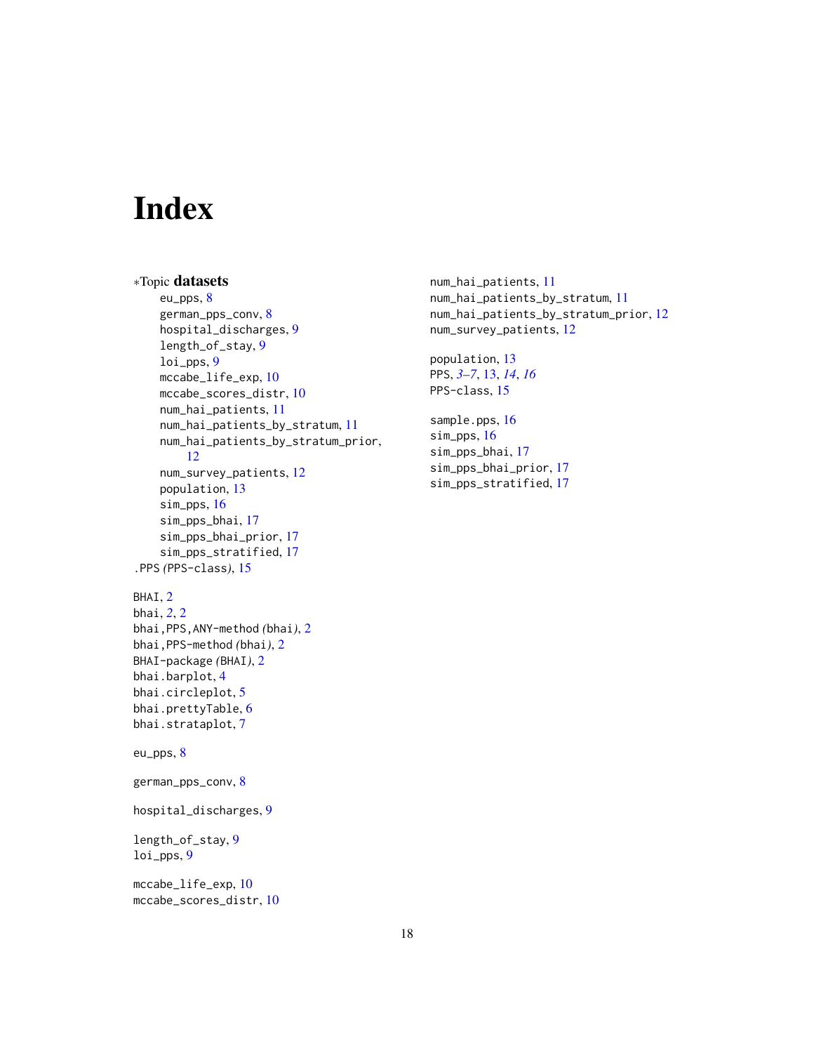# Index

∗Topic **datasets**

- eu_pps, 8
- german_pps_conv, 8
- hospital_discharges, 9
- length_of_stay, 9
- loi_pps, 9
- mccabe_life_exp, 10
- mccabe_scores_distr, 10
- num_hai_patients, 11
- num_hai_patients_by_stratum, 11
- num_hai_patients_by_stratum_prior, 12
- num_survey_patients, 12
- population, 13
- sim_pps, 16
- sim_pps_bhai, 17
- sim_pps_bhai_prior, 17
- sim_pps_stratified, 17

.PPS *(*PPS-class*)*, 15

BHAI, 2
bhai, *2*, 2
bhai,PPS,ANY-method *(*bhai*)*, 2
bhai,PPS-method *(*bhai*)*, 2
BHAI-package *(*BHAI*)*, 2
bhai.barplot, 4
bhai.circleplot, 5
bhai.prettyTable, 6
bhai.strataplot, 7

eu_pps, 8

german_pps_conv, 8

hospital_discharges, 9

length_of_stay, 9
loi_pps, 9

mccabe_life_exp, 10
mccabe_scores_distr, 10

num_hai_patients, 11
num_hai_patients_by_stratum, 11
num_hai_patients_by_stratum_prior, 12
num_survey_patients, 12

population, 13
PPS, *3–7*, 13, *14*, *16*
PPS-class, 15

sample.pps, 16
sim_pps, 16
sim_pps_bhai, 17
sim_pps_bhai_prior, 17
sim_pps_stratified, 17